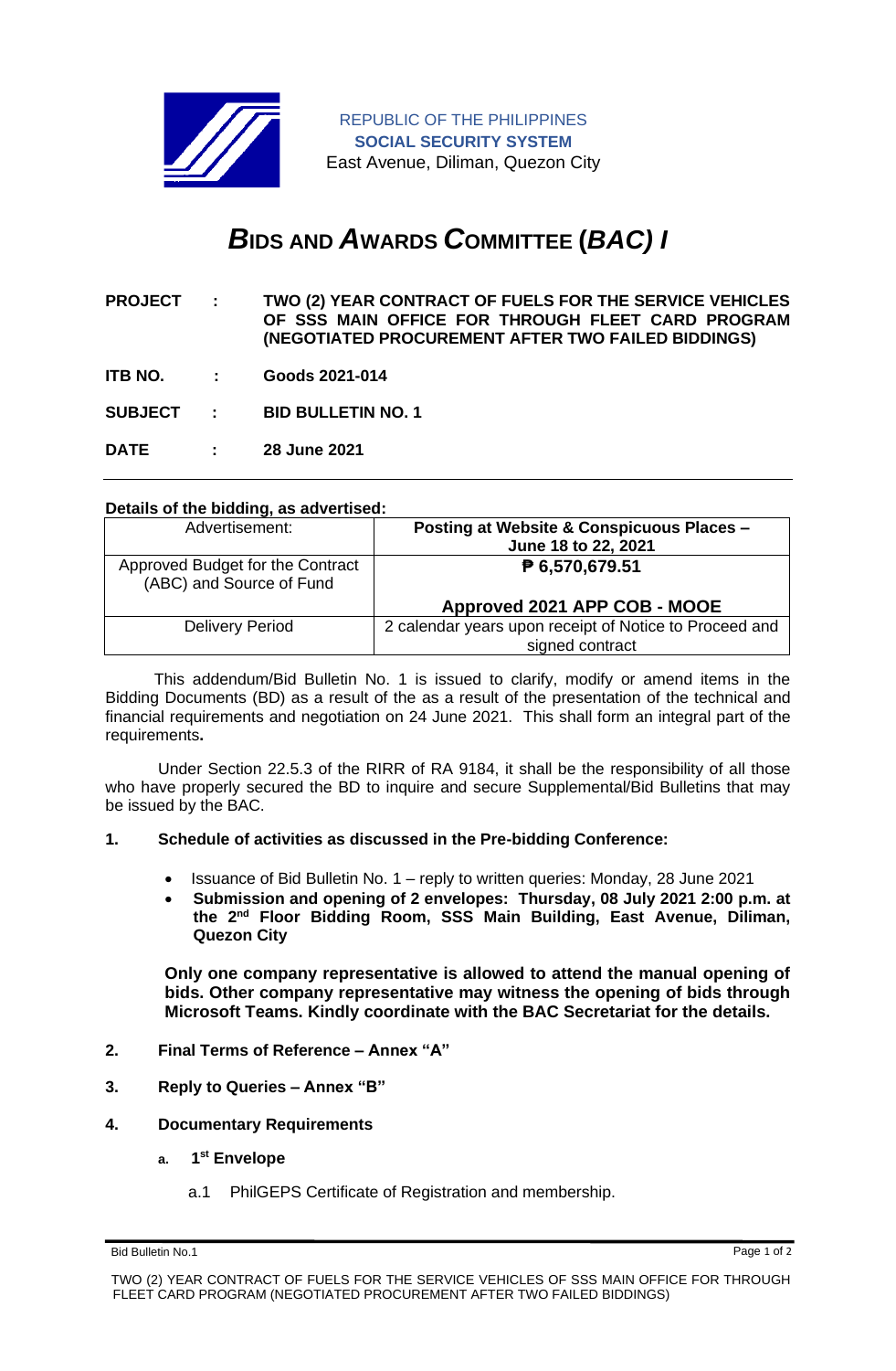REPUBLIC OF THE PHILIPPINES
**SOCIAL SECURITY SYSTEM**
East Avenue, Diliman, Quezon City

# *B*IDS AND *A*WARDS *C*OMMITTEE (*BAC) I*

**PROJECT** : **TWO (2) YEAR CONTRACT OF FUELS FOR THE SERVICE VEHICLES OF SSS MAIN OFFICE FOR THROUGH FLEET CARD PROGRAM (NEGOTIATED PROCUREMENT AFTER TWO FAILED BIDDINGS)**

**ITB NO.** : **Goods 2021-014**

**SUBJECT** : **BID BULLETIN NO. 1**

**DATE** : **28 June 2021**

---

**Details of the bidding, as advertised:**

| Advertisement: | **Posting at Website & Conspicuous Places – June 18 to 22, 2021** |
|---|---|
| Approved Budget for the Contract (ABC) and Source of Fund | **₱ 6,570,679.51**<br><br>**Approved 2021 APP COB - MOOE** |
| Delivery Period | 2 calendar years upon receipt of Notice to Proceed and signed contract |

This addendum/Bid Bulletin No. 1 is issued to clarify, modify or amend items in the Bidding Documents (BD) as a result of the as a result of the presentation of the technical and financial requirements and negotiation on 24 June 2021. This shall form an integral part of the requirements**.**

Under Section 22.5.3 of the RIRR of RA 9184, it shall be the responsibility of all those who have properly secured the BD to inquire and secure Supplemental/Bid Bulletins that may be issued by the BAC.

**1. Schedule of activities as discussed in the Pre-bidding Conference:**

- Issuance of Bid Bulletin No. 1 – reply to written queries: Monday, 28 June 2021
- **Submission and opening of 2 envelopes: Thursday, 08 July 2021 2:00 p.m. at the 2nd Floor Bidding Room, SSS Main Building, East Avenue, Diliman, Quezon City**

**Only one company representative is allowed to attend the manual opening of bids. Other company representative may witness the opening of bids through Microsoft Teams. Kindly coordinate with the BAC Secretariat for the details.**

**2. Final Terms of Reference – Annex "A"**

**3. Reply to Queries – Annex "B"**

**4. Documentary Requirements**

**a. 1st Envelope**

a.1 PhilGEPS Certificate of Registration and membership.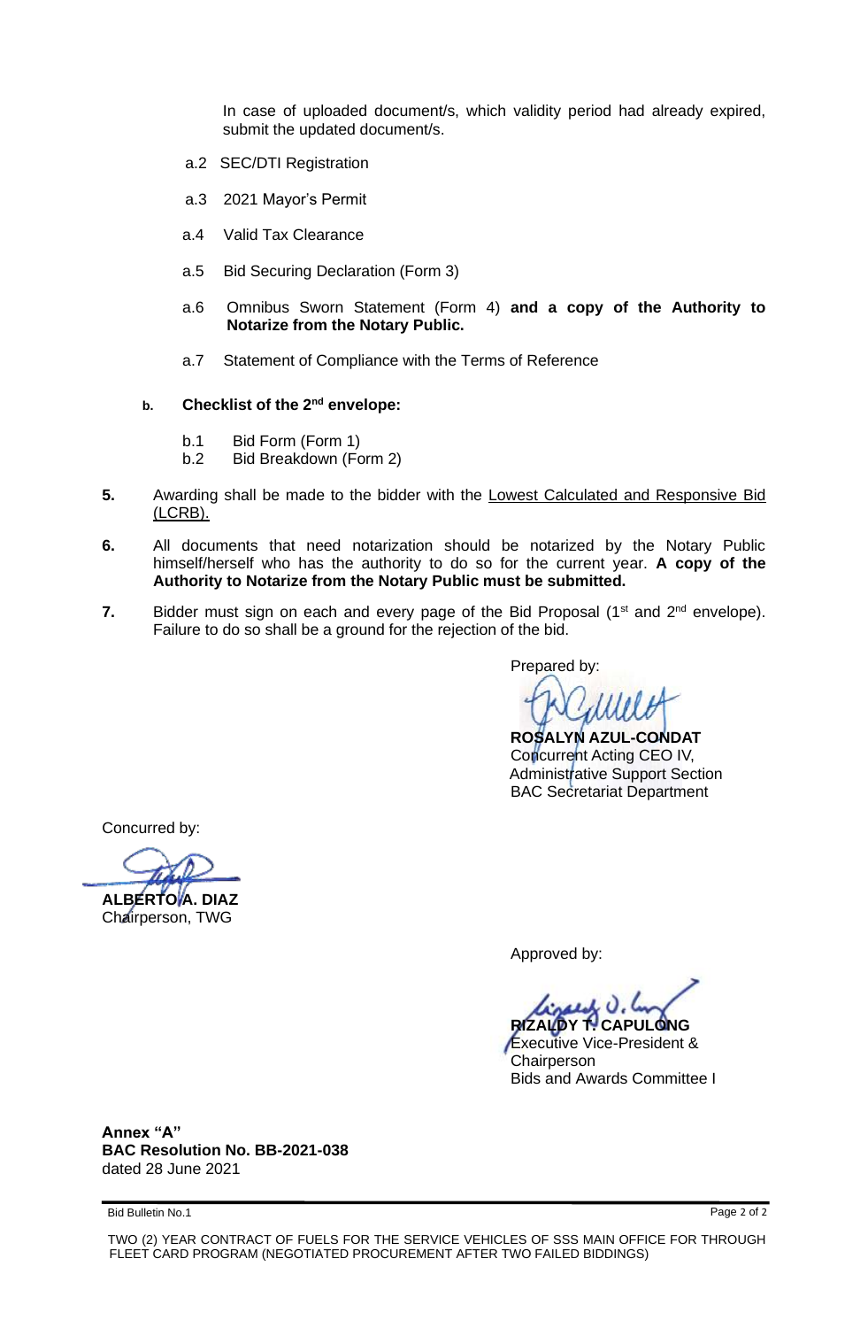In case of uploaded document/s, which validity period had already expired, submit the updated document/s.

a.2 SEC/DTI Registration

a.3 2021 Mayor's Permit

a.4 Valid Tax Clearance

a.5 Bid Securing Declaration (Form 3)

a.6 Omnibus Sworn Statement (Form 4) **and a copy of the Authority to Notarize from the Notary Public.**

a.7 Statement of Compliance with the Terms of Reference

**b. Checklist of the 2nd envelope:**

b.1 Bid Form (Form 1)
b.2 Bid Breakdown (Form 2)

**5.** Awarding shall be made to the bidder with the Lowest Calculated and Responsive Bid (LCRB).

**6.** All documents that need notarization should be notarized by the Notary Public himself/herself who has the authority to do so for the current year. **A copy of the Authority to Notarize from the Notary Public must be submitted.**

**7.** Bidder must sign on each and every page of the Bid Proposal (1st and 2nd envelope). Failure to do so shall be a ground for the rejection of the bid.

Prepared by:

**ROSALYN AZUL-CONDAT**
Concurrent Acting CEO IV,
Administrative Support Section
BAC Secretariat Department

Concurred by:

**ALBERTO A. DIAZ**
Chairperson, TWG

Approved by:

**RIZALDY T. CAPULONG**
Executive Vice-President &
Chairperson
Bids and Awards Committee I

**Annex "A"**
**BAC Resolution No. BB-2021-038**
dated 28 June 2021

Bid Bulletin No.1

TWO (2) YEAR CONTRACT OF FUELS FOR THE SERVICE VEHICLES OF SSS MAIN OFFICE FOR THROUGH FLEET CARD PROGRAM (NEGOTIATED PROCUREMENT AFTER TWO FAILED BIDDINGS)